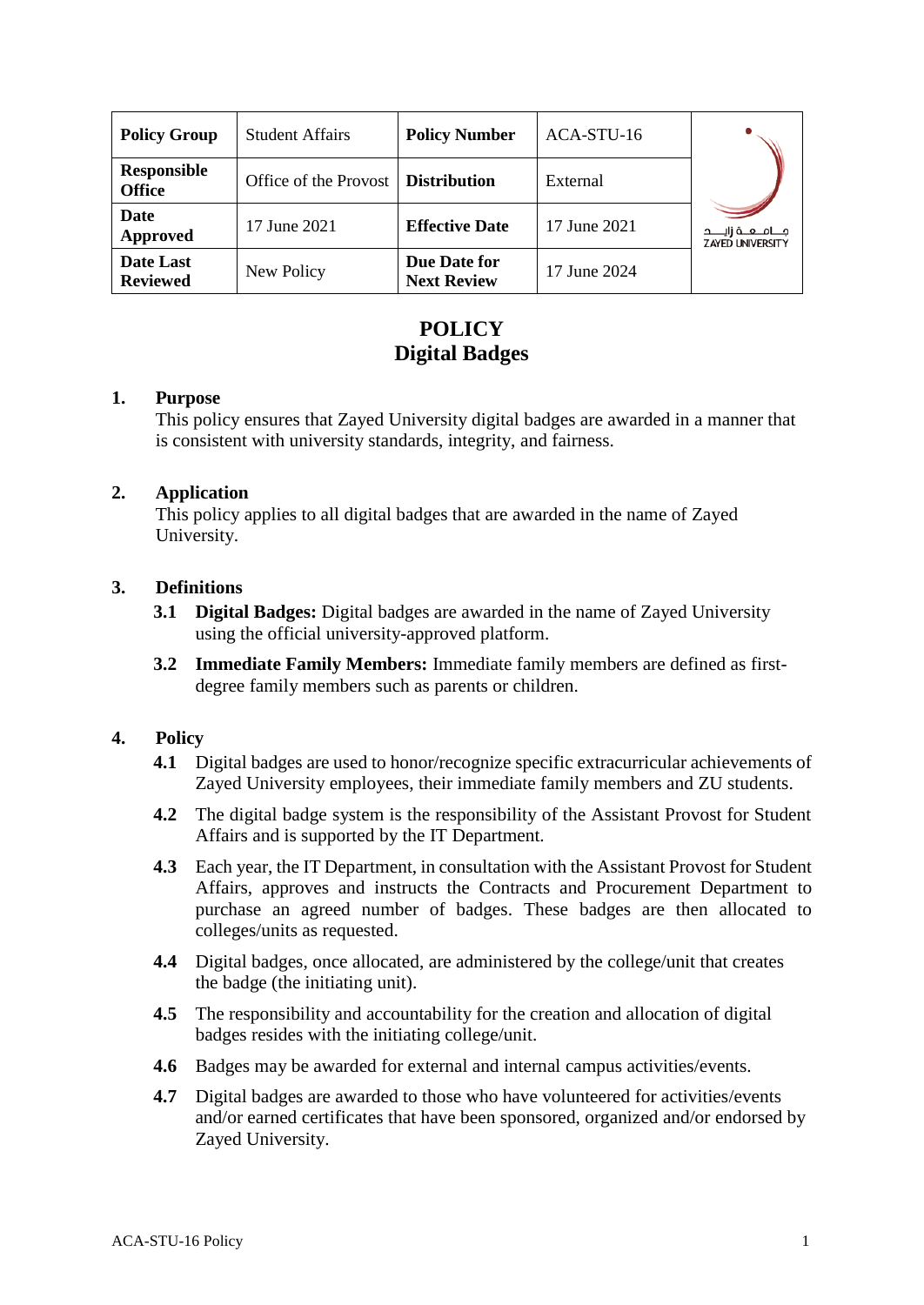| Policy Group | Student Affairs | Policy Number | ACA-STU-16 | جـامـعـة زايـد ZAYED UNIVERSITY |
|---|---|---|---|---|
| Responsible Office | Office of the Provost | Distribution | External | |
| Date Approved | 17 June 2021 | Effective Date | 17 June 2021 | |
| Date Last Reviewed | New Policy | Due Date for Next Review | 17 June 2024 | |

# POLICY
# Digital Badges

## 1. Purpose

This policy ensures that Zayed University digital badges are awarded in a manner that is consistent with university standards, integrity, and fairness.

## 2. Application

This policy applies to all digital badges that are awarded in the name of Zayed University.

## 3. Definitions

**3.1** **Digital Badges:** Digital badges are awarded in the name of Zayed University using the official university-approved platform.

**3.2** **Immediate Family Members:** Immediate family members are defined as first-degree family members such as parents or children.

## 4. Policy

**4.1** Digital badges are used to honor/recognize specific extracurricular achievements of Zayed University employees, their immediate family members and ZU students.

**4.2** The digital badge system is the responsibility of the Assistant Provost for Student Affairs and is supported by the IT Department.

**4.3** Each year, the IT Department, in consultation with the Assistant Provost for Student Affairs, approves and instructs the Contracts and Procurement Department to purchase an agreed number of badges. These badges are then allocated to colleges/units as requested.

**4.4** Digital badges, once allocated, are administered by the college/unit that creates the badge (the initiating unit).

**4.5** The responsibility and accountability for the creation and allocation of digital badges resides with the initiating college/unit.

**4.6** Badges may be awarded for external and internal campus activities/events.

**4.7** Digital badges are awarded to those who have volunteered for activities/events and/or earned certificates that have been sponsored, organized and/or endorsed by Zayed University.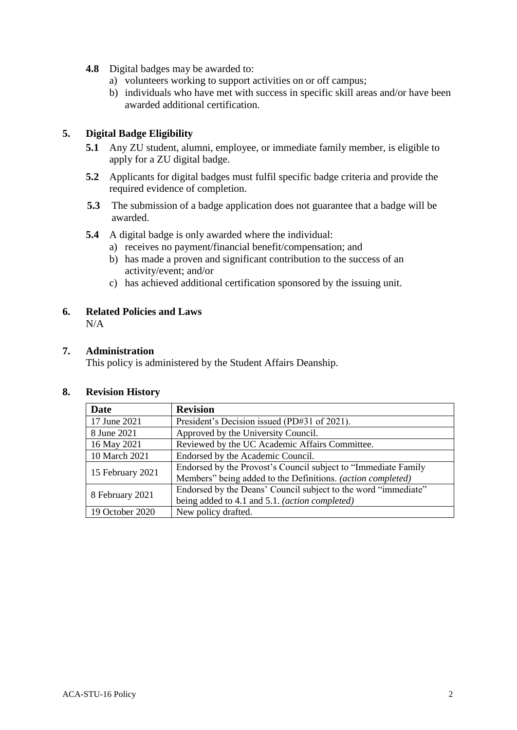**4.8** Digital badges may be awarded to:

a) volunteers working to support activities on or off campus;
b) individuals who have met with success in specific skill areas and/or have been awarded additional certification.

## 5. Digital Badge Eligibility

**5.1** Any ZU student, alumni, employee, or immediate family member, is eligible to apply for a ZU digital badge.

**5.2** Applicants for digital badges must fulfil specific badge criteria and provide the required evidence of completion.

**5.3** The submission of a badge application does not guarantee that a badge will be awarded.

**5.4** A digital badge is only awarded where the individual:

a) receives no payment/financial benefit/compensation; and
b) has made a proven and significant contribution to the success of an activity/event; and/or
c) has achieved additional certification sponsored by the issuing unit.

## 6. Related Policies and Laws

N/A

## 7. Administration

This policy is administered by the Student Affairs Deanship.

## 8. Revision History

| Date | Revision |
|---|---|
| 17 June 2021 | President's Decision issued (PD#31 of 2021). |
| 8 June 2021 | Approved by the University Council. |
| 16 May 2021 | Reviewed by the UC Academic Affairs Committee. |
| 10 March 2021 | Endorsed by the Academic Council. |
| 15 February 2021 | Endorsed by the Provost's Council subject to "Immediate Family Members" being added to the Definitions. *(action completed)* |
| 8 February 2021 | Endorsed by the Deans' Council subject to the word "immediate" being added to 4.1 and 5.1. *(action completed)* |
| 19 October 2020 | New policy drafted. |